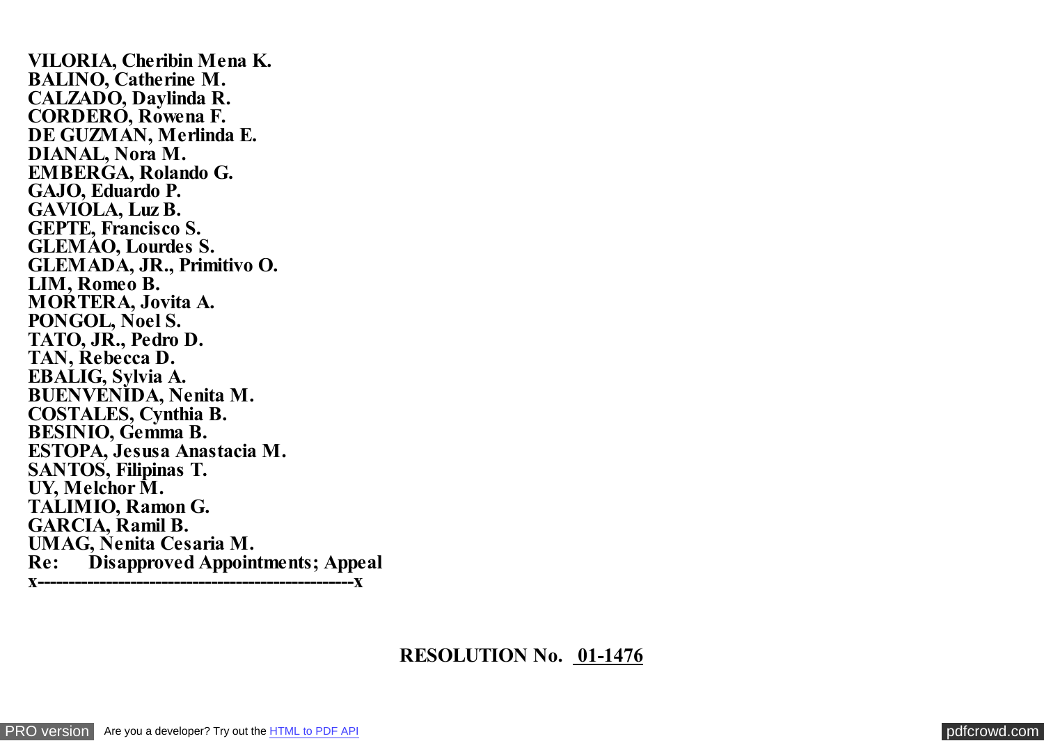**VILORIA, Cheribin Mena K.**
**BALINO, Catherine M.**
**CALZADO, Daylinda R.**
**CORDERO, Rowena F.**
**DE GUZMAN, Merlinda E.**
**DIANAL, Nora M.**
**EMBERGA, Rolando G.**
**GAJO, Eduardo P.**
**GAVIOLA, Luz B.**
**GEPTE, Francisco S.**
**GLEMAO, Lourdes S.**
**GLEMADA, JR., Primitivo O.**
**LIM, Romeo B.**
**MORTERA, Jovita A.**
**PONGOL, Noel S.**
**TATO, JR., Pedro D.**
**TAN, Rebecca D.**
**EBALIG, Sylvia A.**
**BUENVENIDA, Nenita M.**
**COSTALES, Cynthia B.**
**BESINIO, Gemma B.**
**ESTOPA, Jesusa Anastacia M.**
**SANTOS, Filipinas T.**
**UY, Melchor M.**
**TALIMIO, Ramon G.**
**GARCIA, Ramil B.**
**UMAG, Nenita Cesaria M.**
**Re: Disapproved Appointments; Appeal**
**x-------------------------------------------------x**

**RESOLUTION No. 01-1476**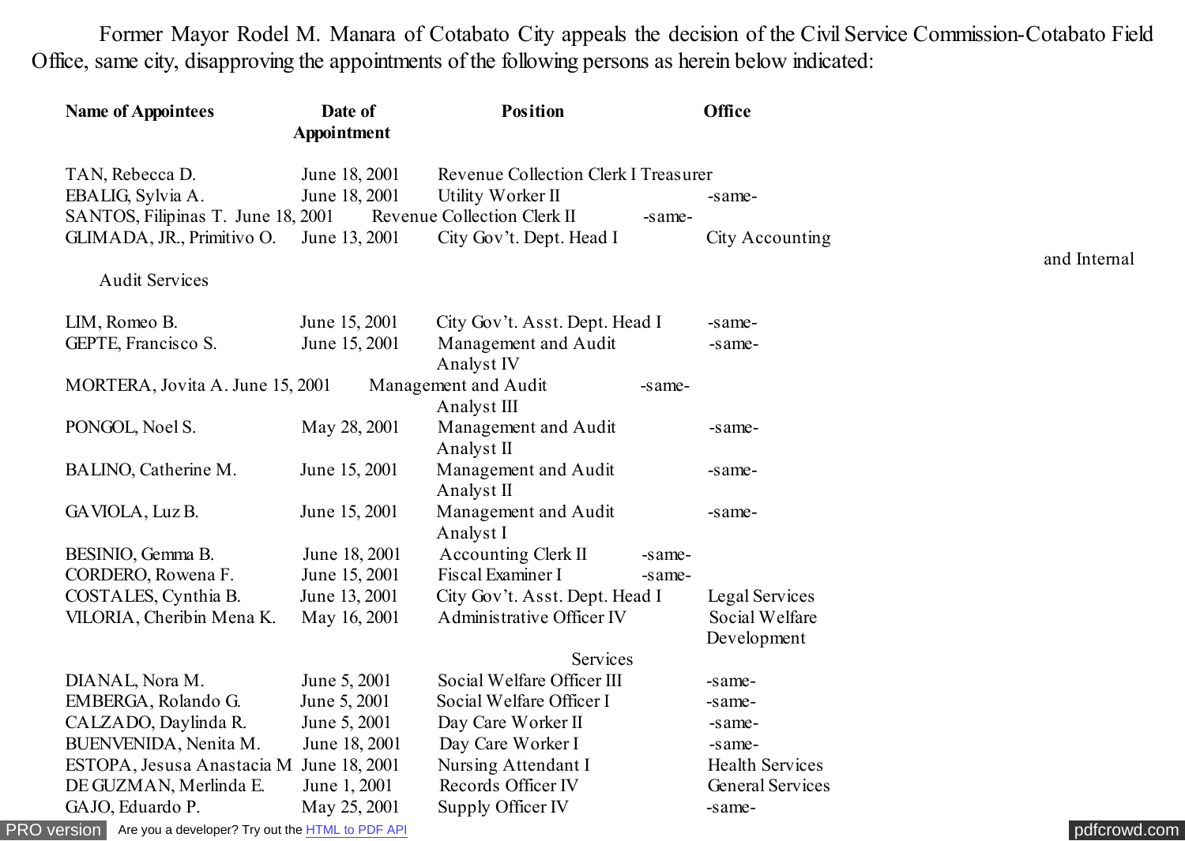Former Mayor Rodel M. Manara of Cotabato City appeals the decision of the Civil Service Commission-Cotabato Field Office, same city, disapproving the appointments of the following persons as herein below indicated:

| Name of Appointees | Date of Appointment | Position | Office |
|---|---|---|---|
| TAN, Rebecca D. | June 18, 2001 | Revenue Collection Clerk I | Treasurer |
| EBALIG, Sylvia A. | June 18, 2001 | Utility Worker II | -same- |
| SANTOS, Filipinas T. | June 18, 2001 | Revenue Collection Clerk II | -same- |
| GLIMADA, JR., Primitivo O. | June 13, 2001 | City Gov't. Dept. Head I | City Accounting and Internal Audit Services |
| LIM, Romeo B. | June 15, 2001 | City Gov't. Asst. Dept. Head I | -same- |
| GEPTE, Francisco S. | June 15, 2001 | Management and Audit Analyst IV | -same- |
| MORTERA, Jovita A. | June 15, 2001 | Management and Audit Analyst III | -same- |
| PONGOL, Noel S. | May 28, 2001 | Management and Audit Analyst II | -same- |
| BALINO, Catherine M. | June 15, 2001 | Management and Audit Analyst II | -same- |
| GAVIOLA, Luz B. | June 15, 2001 | Management and Audit Analyst I | -same- |
| BESINIO, Gemma B. | June 18, 2001 | Accounting Clerk II | -same- |
| CORDERO, Rowena F. | June 15, 2001 | Fiscal Examiner I | -same- |
| COSTALES, Cynthia B. | June 13, 2001 | City Gov't. Asst. Dept. Head I | Legal Services |
| VILORIA, Cheribin Mena K. | May 16, 2001 | Administrative Officer IV | Social Welfare Development Services |
| DIANAL, Nora M. | June 5, 2001 | Social Welfare Officer III | -same- |
| EMBERGA, Rolando G. | June 5, 2001 | Social Welfare Officer I | -same- |
| CALZADO, Daylinda R. | June 5, 2001 | Day Care Worker II | -same- |
| BUENVENIDA, Nenita M. | June 18, 2001 | Day Care Worker I | -same- |
| ESTOPA, Jesusa Anastacia M | June 18, 2001 | Nursing Attendant I | Health Services |
| DE GUZMAN, Merlinda E. | June 1, 2001 | Records Officer IV | General Services |
| GAJO, Eduardo P. | May 25, 2001 | Supply Officer IV | -same- |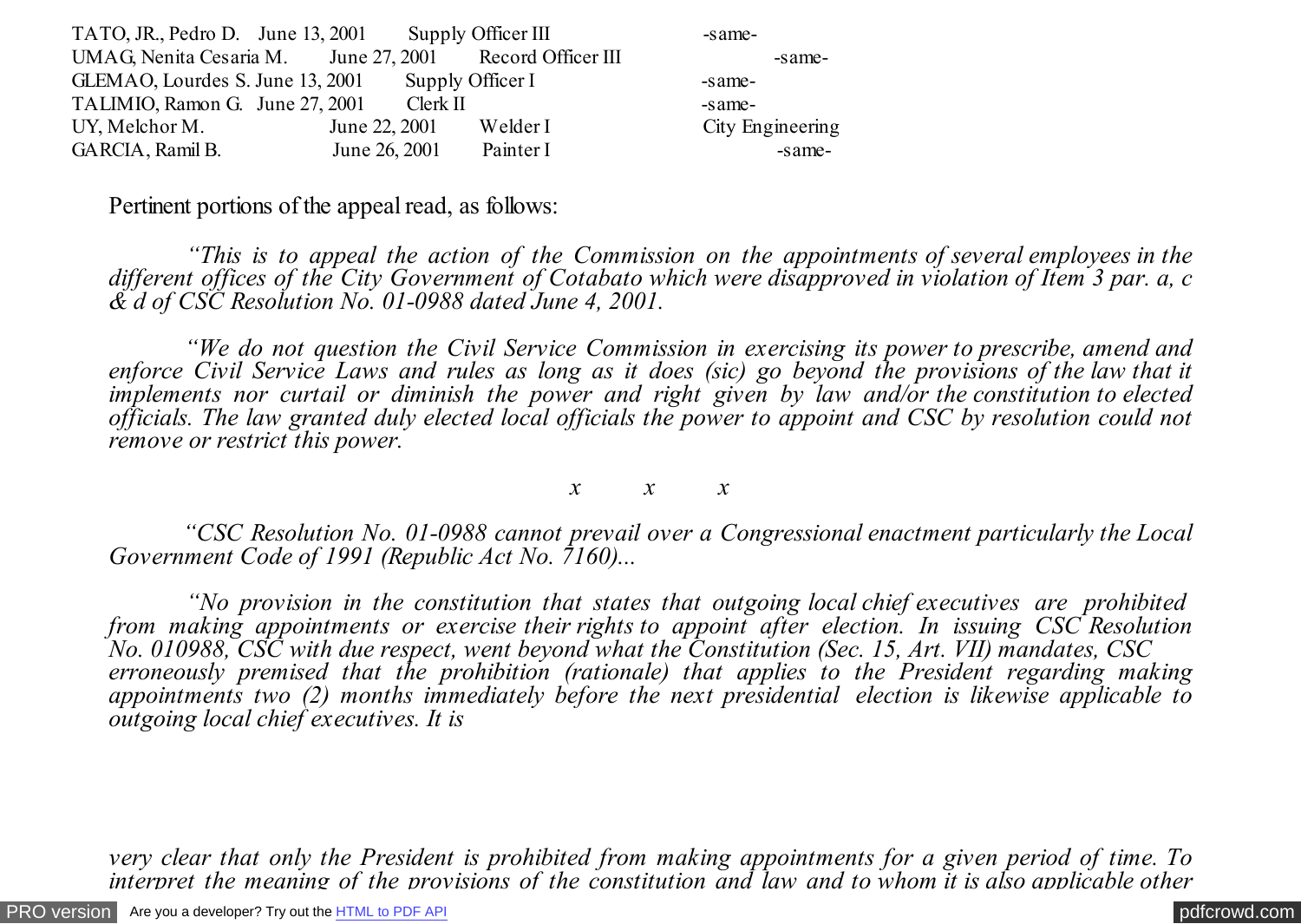| | | | |
|---|---|---|---|
| TATO, JR., Pedro D. | June 13, 2001 | Supply Officer III | -same- |
| UMAG, Nenita Cesaria M. | June 27, 2001 | Record Officer III | -same- |
| GLEMAO, Lourdes S. | June 13, 2001 | Supply Officer I | -same- |
| TALIMIO, Ramon G. | June 27, 2001 | Clerk II | -same- |
| UY, Melchor M. | June 22, 2001 | Welder I | City Engineering |
| GARCIA, Ramil B. | June 26, 2001 | Painter I | -same- |

Pertinent portions of the appeal read, as follows:

*"This is to appeal the action of the Commission on the appointments of several employees in the different offices of the City Government of Cotabato which were disapproved in violation of Item 3 par. a, c & d of CSC Resolution No. 01-0988 dated June 4, 2001.*

*"We do not question the Civil Service Commission in exercising its power to prescribe, amend and enforce Civil Service Laws and rules as long as it does (sic) go beyond the provisions of the law that it implements nor curtail or diminish the power and right given by law and/or the constitution to elected officials. The law granted duly elected local officials the power to appoint and CSC by resolution could not remove or restrict this power.*

*x x x*

*"CSC Resolution No. 01-0988 cannot prevail over a Congressional enactment particularly the Local Government Code of 1991 (Republic Act No. 7160)...*

*"No provision in the constitution that states that outgoing local chief executives are prohibited from making appointments or exercise their rights to appoint after election. In issuing CSC Resolution No. 010988, CSC with due respect, went beyond what the Constitution (Sec. 15, Art. VII) mandates, CSC erroneously premised that the prohibition (rationale) that applies to the President regarding making appointments two (2) months immediately before the next presidential election is likewise applicable to outgoing local chief executives. It is very clear that only the President is prohibited from making appointments for a given period of time. To interpret the meaning of the provisions of the constitution and law and to whom it is also applicable other*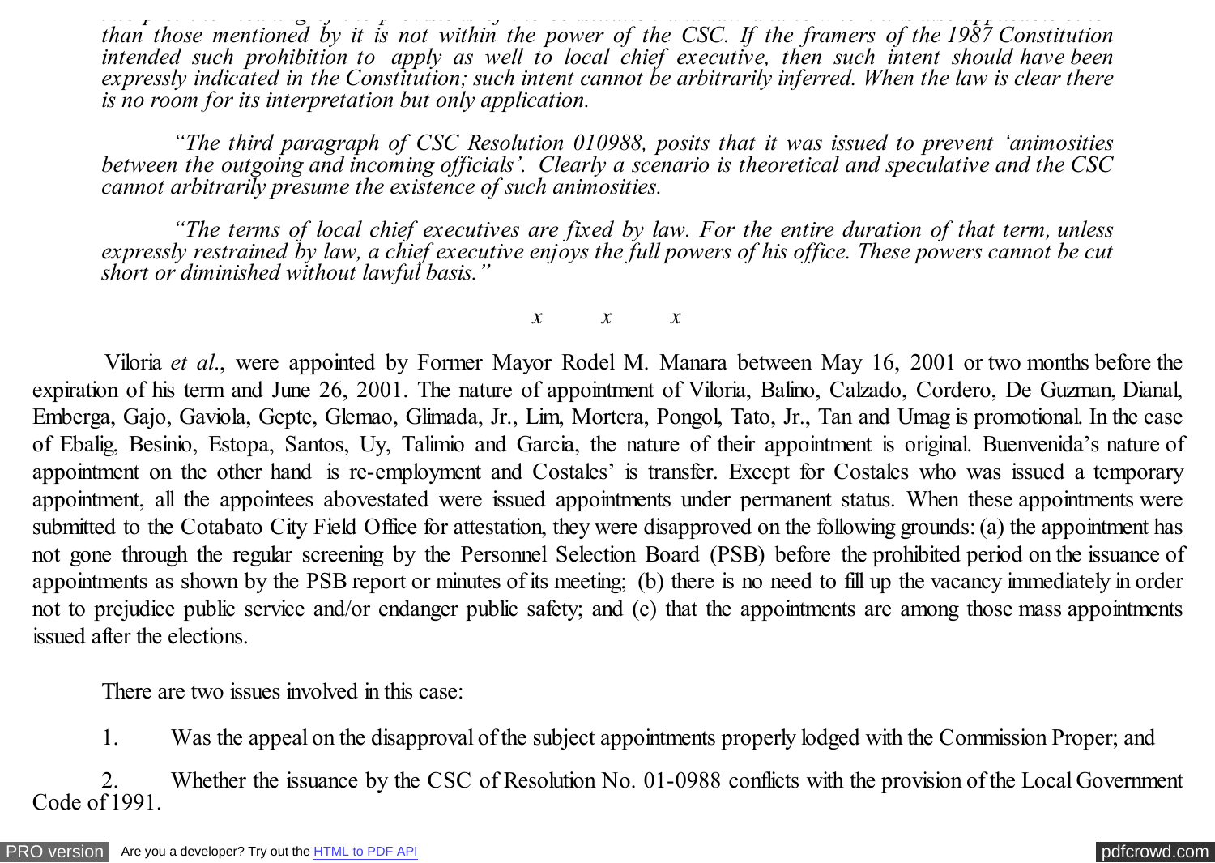*than those mentioned by it is not within the power of the CSC. If the framers of the 1987 Constitution intended such prohibition to apply as well to local chief executive, then such intent should have been expressly indicated in the Constitution; such intent cannot be arbitrarily inferred. When the law is clear there is no room for its interpretation but only application.*

*"The third paragraph of CSC Resolution 010988, posits that it was issued to prevent 'animosities between the outgoing and incoming officials'. Clearly a scenario is theoretical and speculative and the CSC cannot arbitrarily presume the existence of such animosities.*

*"The terms of local chief executives are fixed by law. For the entire duration of that term, unless expressly restrained by law, a chief executive enjoys the full powers of his office. These powers cannot be cut short or diminished without lawful basis."*

*x x x*

Viloria *et al*., were appointed by Former Mayor Rodel M. Manara between May 16, 2001 or two months before the expiration of his term and June 26, 2001. The nature of appointment of Viloria, Balino, Calzado, Cordero, De Guzman, Dianal, Emberga, Gajo, Gaviola, Gepte, Glemao, Glimada, Jr., Lim, Mortera, Pongol, Tato, Jr., Tan and Umag is promotional. In the case of Ebalig, Besinio, Estopa, Santos, Uy, Talimio and Garcia, the nature of their appointment is original. Buenvenida's nature of appointment on the other hand is re-employment and Costales' is transfer. Except for Costales who was issued a temporary appointment, all the appointees abovestated were issued appointments under permanent status. When these appointments were submitted to the Cotabato City Field Office for attestation, they were disapproved on the following grounds: (a) the appointment has not gone through the regular screening by the Personnel Selection Board (PSB) before the prohibited period on the issuance of appointments as shown by the PSB report or minutes of its meeting; (b) there is no need to fill up the vacancy immediately in order not to prejudice public service and/or endanger public safety; and (c) that the appointments are among those mass appointments issued after the elections.

There are two issues involved in this case:

1. Was the appeal on the disapproval of the subject appointments properly lodged with the Commission Proper; and

2. Whether the issuance by the CSC of Resolution No. 01-0988 conflicts with the provision of the Local Government Code of 1991.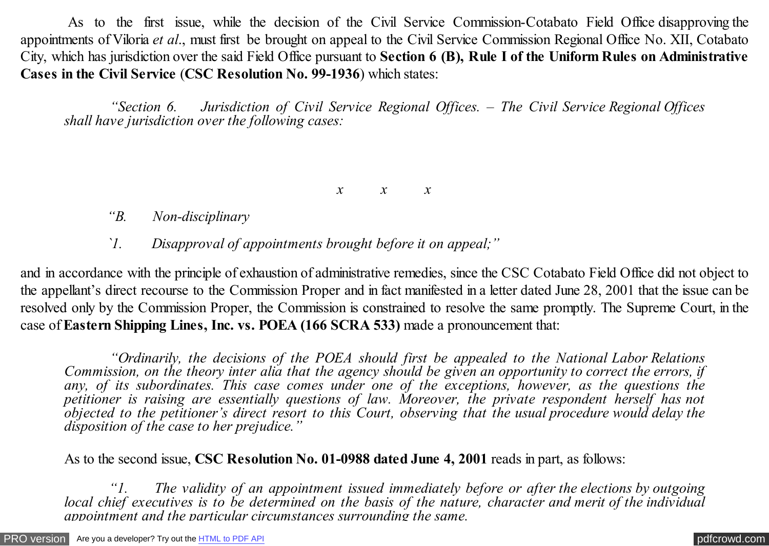As to the first issue, while the decision of the Civil Service Commission-Cotabato Field Office disapproving the appointments of Viloria *et al*., must first be brought on appeal to the Civil Service Commission Regional Office No. XII, Cotabato City, which has jurisdiction over the said Field Office pursuant to **Section 6 (B), Rule I of the Uniform Rules on Administrative Cases in the Civil Service** (**CSC Resolution No. 99-1936**) which states:

> *"Section 6. Jurisdiction of Civil Service Regional Offices. – The Civil Service Regional Offices shall have jurisdiction over the following cases:*
>
> *x x x*
>
> *"B. Non-disciplinary*
>
> *`1. Disapproval of appointments brought before it on appeal;"*

and in accordance with the principle of exhaustion of administrative remedies, since the CSC Cotabato Field Office did not object to the appellant's direct recourse to the Commission Proper and in fact manifested in a letter dated June 28, 2001 that the issue can be resolved only by the Commission Proper, the Commission is constrained to resolve the same promptly. The Supreme Court, in the case of **Eastern Shipping Lines, Inc. vs. POEA (166 SCRA 533)** made a pronouncement that:

> *"Ordinarily, the decisions of the POEA should first be appealed to the National Labor Relations Commission, on the theory inter alia that the agency should be given an opportunity to correct the errors, if any, of its subordinates. This case comes under one of the exceptions, however, as the questions the petitioner is raising are essentially questions of law. Moreover, the private respondent herself has not objected to the petitioner's direct resort to this Court, observing that the usual procedure would delay the disposition of the case to her prejudice."*

As to the second issue, **CSC Resolution No. 01-0988 dated June 4, 2001** reads in part, as follows:

> *"1. The validity of an appointment issued immediately before or after the elections by outgoing local chief executives is to be determined on the basis of the nature, character and merit of the individual appointment and the particular circumstances surrounding the same.*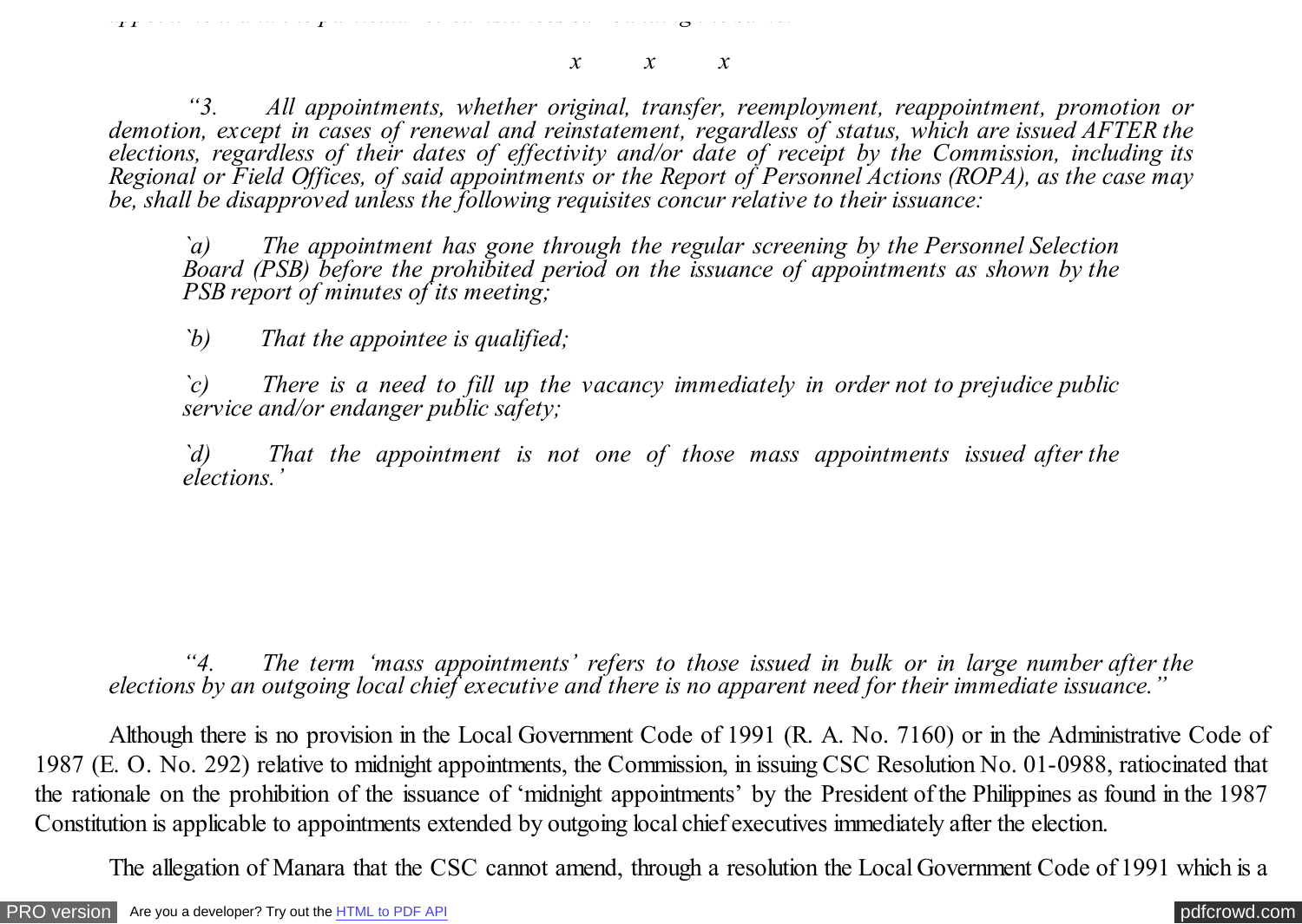*x x x*

*"3. All appointments, whether original, transfer, reemployment, reappointment, promotion or demotion, except in cases of renewal and reinstatement, regardless of status, which are issued AFTER the elections, regardless of their dates of effectivity and/or date of receipt by the Commission, including its Regional or Field Offices, of said appointments or the Report of Personnel Actions (ROPA), as the case may be, shall be disapproved unless the following requisites concur relative to their issuance:*

> *`a) The appointment has gone through the regular screening by the Personnel Selection Board (PSB) before the prohibited period on the issuance of appointments as shown by the PSB report of minutes of its meeting;*
>
> *`b) That the appointee is qualified;*
>
> *`c) There is a need to fill up the vacancy immediately in order not to prejudice public service and/or endanger public safety;*
>
> *`d) That the appointment is not one of those mass appointments issued after the elections.'*

*"4. The term 'mass appointments' refers to those issued in bulk or in large number after the elections by an outgoing local chief executive and there is no apparent need for their immediate issuance."*

Although there is no provision in the Local Government Code of 1991 (R. A. No. 7160) or in the Administrative Code of 1987 (E. O. No. 292) relative to midnight appointments, the Commission, in issuing CSC Resolution No. 01-0988, ratiocinated that the rationale on the prohibition of the issuance of 'midnight appointments' by the President of the Philippines as found in the 1987 Constitution is applicable to appointments extended by outgoing local chief executives immediately after the election.

The allegation of Manara that the CSC cannot amend, through a resolution the Local Government Code of 1991 which is a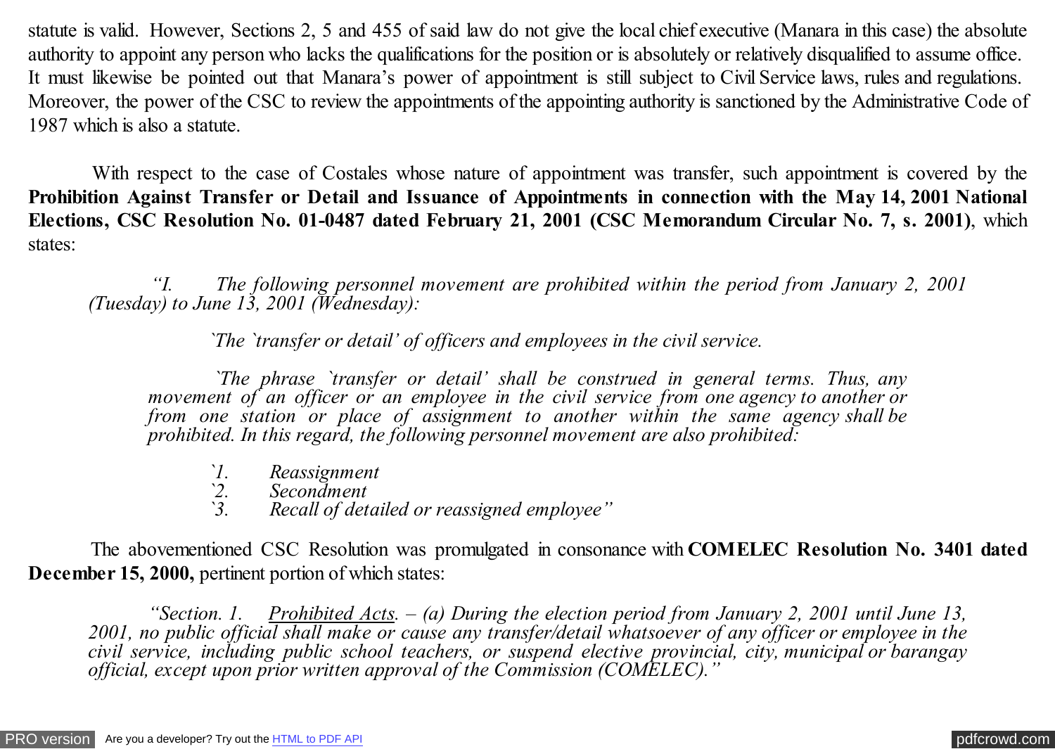statute is valid. However, Sections 2, 5 and 455 of said law do not give the local chief executive (Manara in this case) the absolute authority to appoint any person who lacks the qualifications for the position or is absolutely or relatively disqualified to assume office. It must likewise be pointed out that Manara's power of appointment is still subject to Civil Service laws, rules and regulations. Moreover, the power of the CSC to review the appointments of the appointing authority is sanctioned by the Administrative Code of 1987 which is also a statute.

With respect to the case of Costales whose nature of appointment was transfer, such appointment is covered by the **Prohibition Against Transfer or Detail and Issuance of Appointments in connection with the May 14, 2001 National Elections, CSC Resolution No. 01-0487 dated February 21, 2001 (CSC Memorandum Circular No. 7, s. 2001)**, which states:

> *"I. The following personnel movement are prohibited within the period from January 2, 2001 (Tuesday) to June 13, 2001 (Wednesday):*
>
> *`The `transfer or detail' of officers and employees in the civil service.*
>
> *`The phrase `transfer or detail' shall be construed in general terms. Thus, any movement of an officer or an employee in the civil service from one agency to another or from one station or place of assignment to another within the same agency shall be prohibited. In this regard, the following personnel movement are also prohibited:*
>
> *`1. Reassignment*
> *`2. Secondment*
> *`3. Recall of detailed or reassigned employee"*

The abovementioned CSC Resolution was promulgated in consonance with **COMELEC Resolution No. 3401 dated December 15, 2000,** pertinent portion of which states:

> *"Section. 1. Prohibited Acts. – (a) During the election period from January 2, 2001 until June 13, 2001, no public official shall make or cause any transfer/detail whatsoever of any officer or employee in the civil service, including public school teachers, or suspend elective provincial, city, municipal or barangay official, except upon prior written approval of the Commission (COMELEC)."*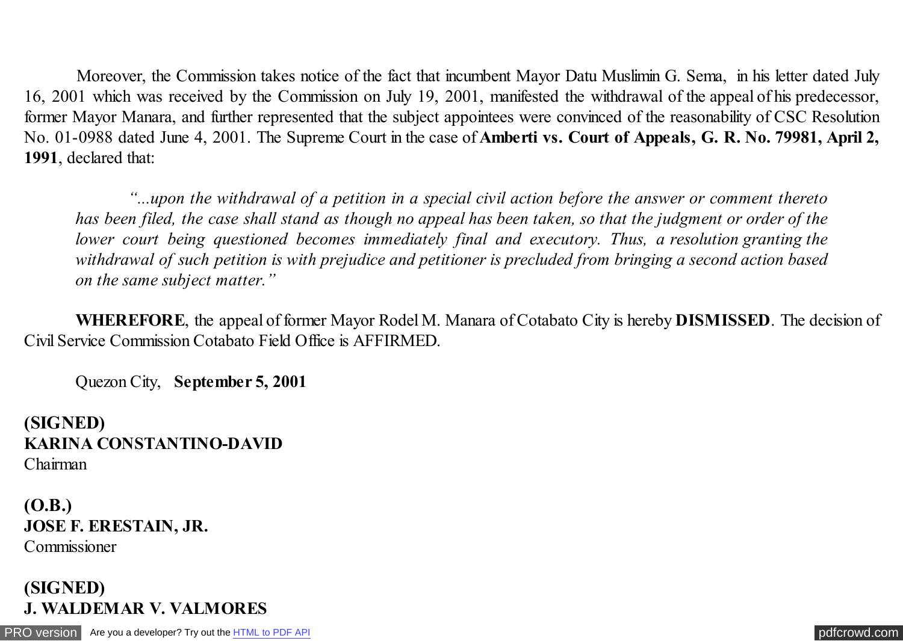Moreover, the Commission takes notice of the fact that incumbent Mayor Datu Muslimin G. Sema, in his letter dated July 16, 2001 which was received by the Commission on July 19, 2001, manifested the withdrawal of the appeal of his predecessor, former Mayor Manara, and further represented that the subject appointees were convinced of the reasonability of CSC Resolution No. 01-0988 dated June 4, 2001. The Supreme Court in the case of **Amberti vs. Court of Appeals, G. R. No. 79981, April 2, 1991**, declared that:

> *"...upon the withdrawal of a petition in a special civil action before the answer or comment thereto has been filed, the case shall stand as though no appeal has been taken, so that the judgment or order of the lower court being questioned becomes immediately final and executory. Thus, a resolution granting the withdrawal of such petition is with prejudice and petitioner is precluded from bringing a second action based on the same subject matter."*

**WHEREFORE**, the appeal of former Mayor Rodel M. Manara of Cotabato City is hereby **DISMISSED**. The decision of Civil Service Commission Cotabato Field Office is AFFIRMED.

Quezon City, **September 5, 2001**

**(SIGNED)**
**KARINA CONSTANTINO-DAVID**
Chairman

**(O.B.)**
**JOSE F. ERESTAIN, JR.**
Commissioner

**(SIGNED)**
**J. WALDEMAR V. VALMORES**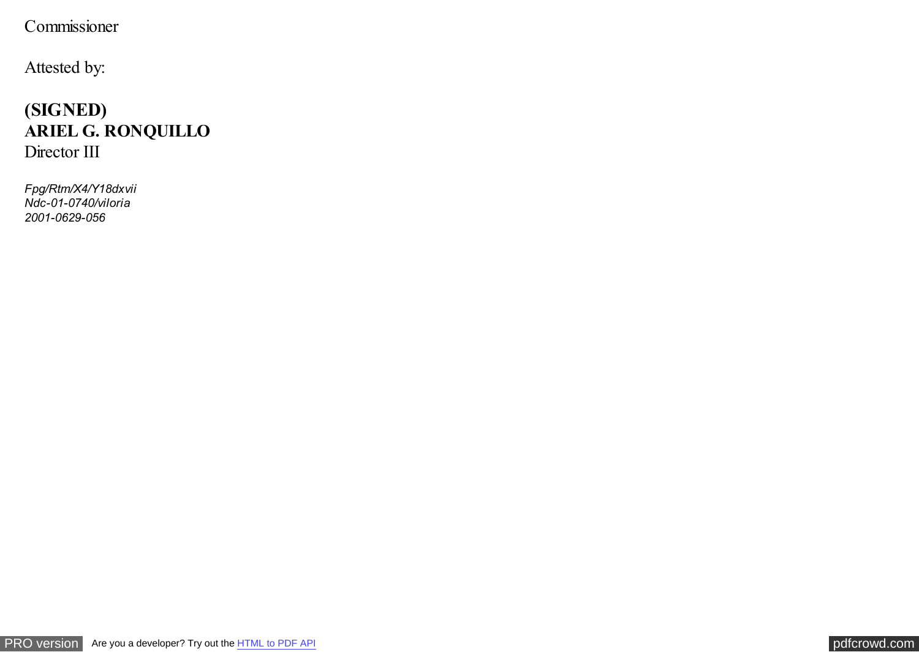Commissioner

Attested by:

**(SIGNED)**
**ARIEL G. RONQUILLO**
Director III

*Fpg/Rtm/X4/Y18dxvii*
*Ndc-01-0740/viloria*
*2001-0629-056*